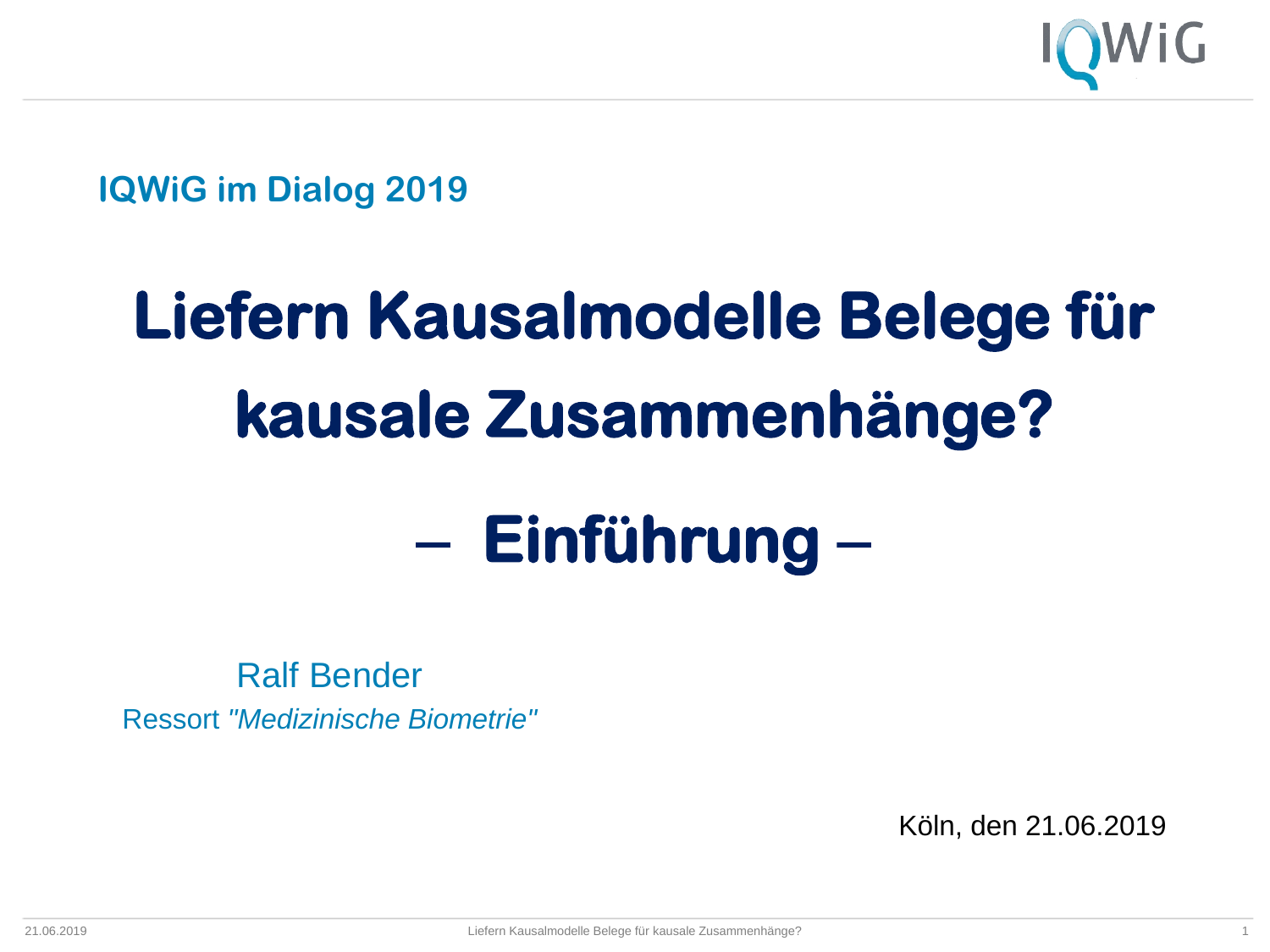**IQWiG im Dialog 2019**

# Liefern Kausalmodelle Belege für kausale Zusammenhänge?

## – Einführung –

Ralf Bender

Ressort *"Medizinische Biometrie"*

Köln, den 21.06.2019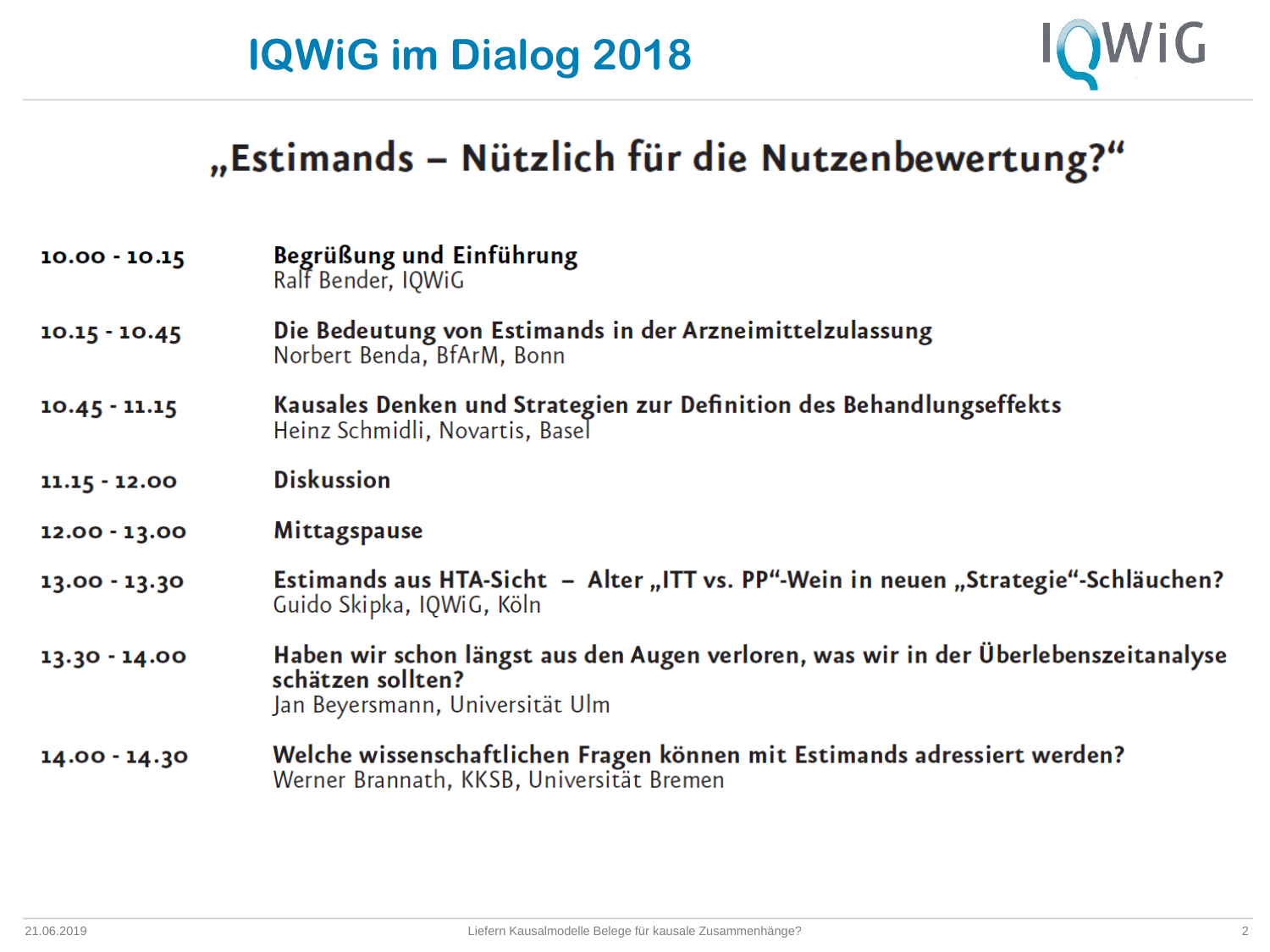# IQWiG im Dialog 2018

## „Estimands – Nützlich für die Nutzenbewertung?“

| | |
|---|---|
| **10.00 - 10.15** | **Begrüßung und Einführung**<br>Ralf Bender, IQWiG |
| **10.15 - 10.45** | **Die Bedeutung von Estimands in der Arzneimittelzulassung**<br>Norbert Benda, BfArM, Bonn |
| **10.45 - 11.15** | **Kausales Denken und Strategien zur Definition des Behandlungseffekts**<br>Heinz Schmidli, Novartis, Basel |
| **11.15 - 12.00** | **Diskussion** |
| **12.00 - 13.00** | **Mittagspause** |
| **13.00 - 13.30** | **Estimands aus HTA-Sicht – Alter „ITT vs. PP“-Wein in neuen „Strategie“-Schläuchen?**<br>Guido Skipka, IQWiG, Köln |
| **13.30 - 14.00** | **Haben wir schon längst aus den Augen verloren, was wir in der Überlebenszeitanalyse schätzen sollten?**<br>Jan Beyersmann, Universität Ulm |
| **14.00 - 14.30** | **Welche wissenschaftlichen Fragen können mit Estimands adressiert werden?**<br>Werner Brannath, KKSB, Universität Bremen |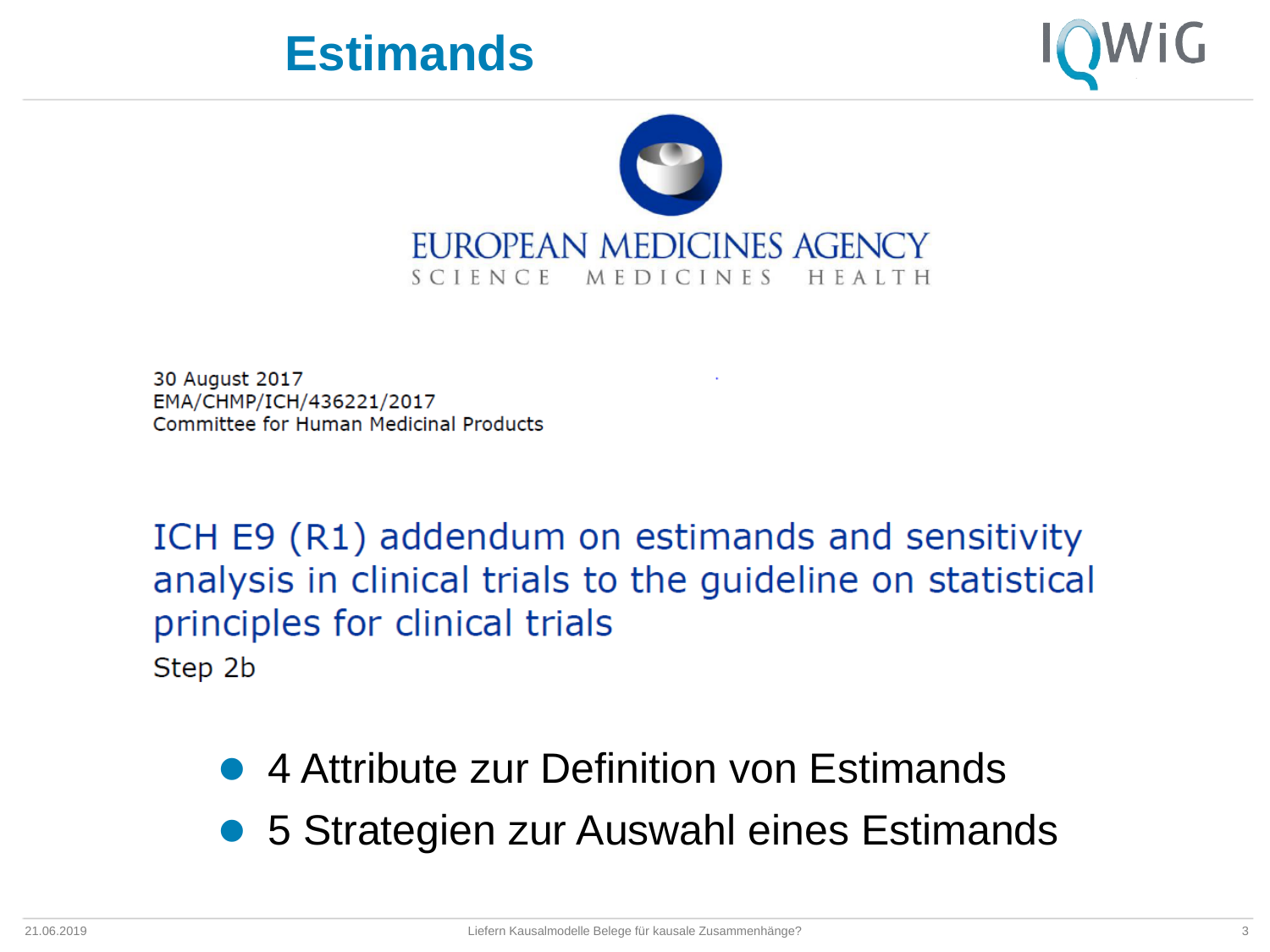# Estimands

EUROPEAN MEDICINES AGENCY
SCIENCE MEDICINES HEALTH

30 August 2017
EMA/CHMP/ICH/436221/2017
Committee for Human Medicinal Products

ICH E9 (R1) addendum on estimands and sensitivity analysis in clinical trials to the guideline on statistical principles for clinical trials

Step 2b

- 4 Attribute zur Definition von Estimands
- 5 Strategien zur Auswahl eines Estimands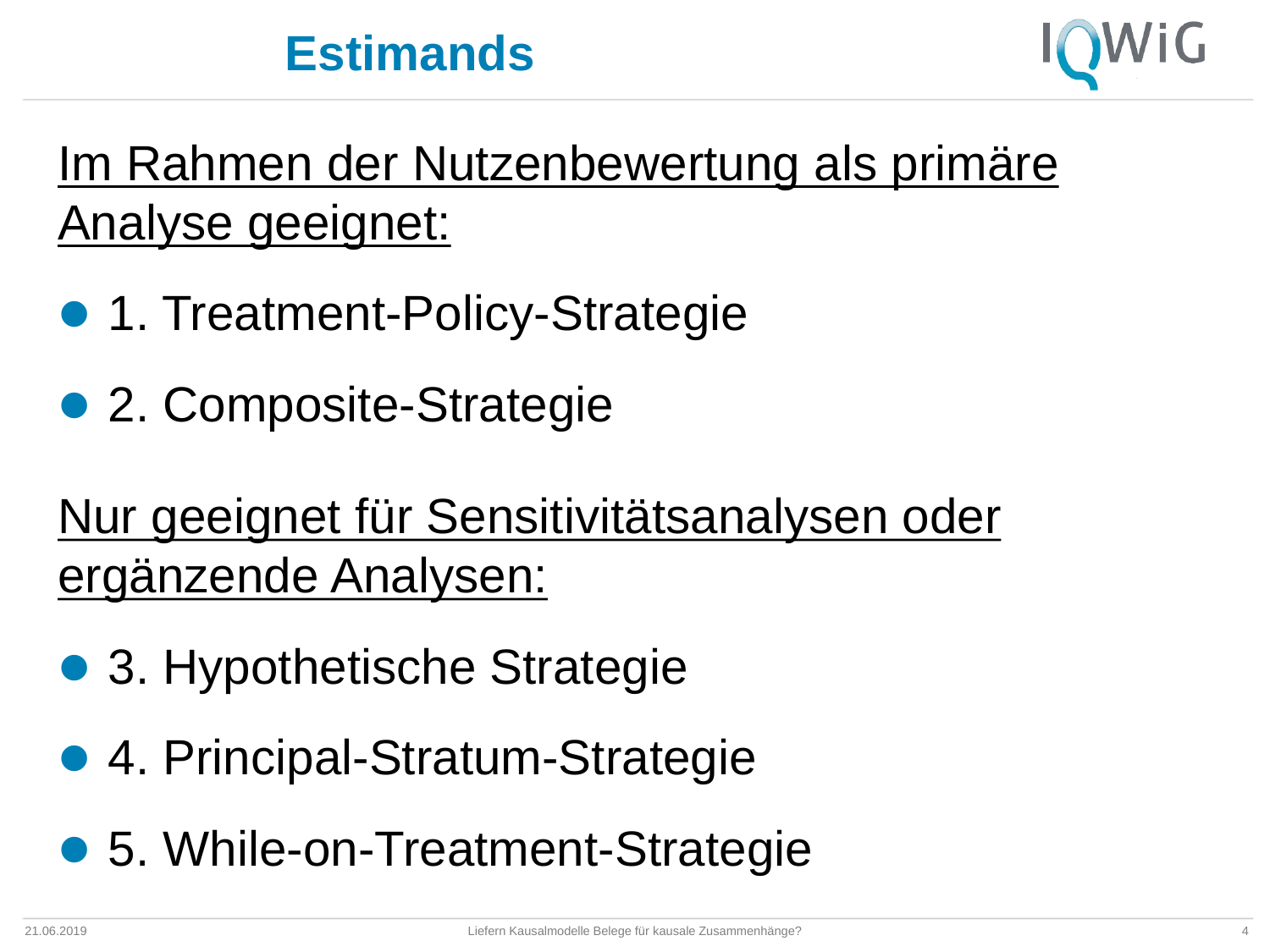# Estimands

<u>Im Rahmen der Nutzenbewertung als primäre Analyse geeignet:</u>

- 1. Treatment-Policy-Strategie
- 2. Composite-Strategie

<u>Nur geeignet für Sensitivitätsanalysen oder ergänzende Analysen:</u>

- 3. Hypothetische Strategie
- 4. Principal-Stratum-Strategie
- 5. While-on-Treatment-Strategie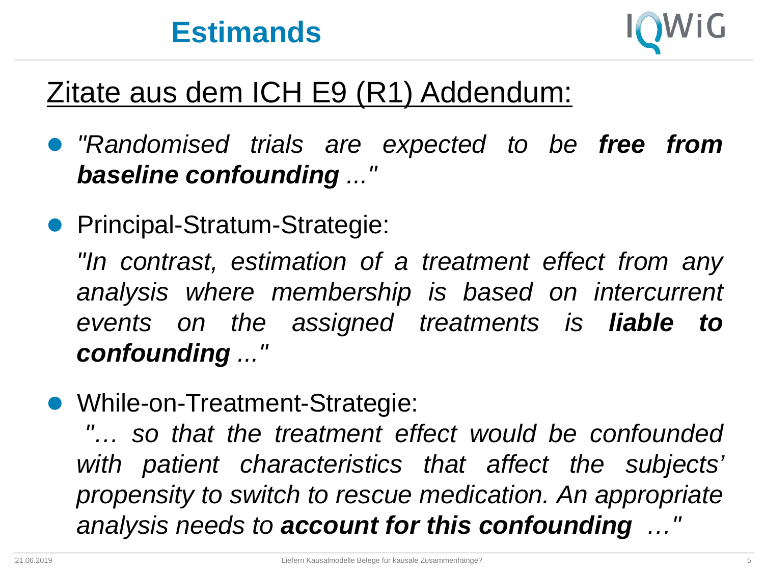# Estimands

## Zitate aus dem ICH E9 (R1) Addendum:

- *"Randomised trials are expected to be* ***free from baseline confounding*** *..."*
- Principal-Stratum-Strategie:

  *"In contrast, estimation of a treatment effect from any analysis where membership is based on intercurrent events on the assigned treatments is* ***liable to confounding*** *..."*
- While-on-Treatment-Strategie:

  *"… so that the treatment effect would be confounded with patient characteristics that affect the subjects' propensity to switch to rescue medication. An appropriate analysis needs to* ***account for this confounding*** *…"*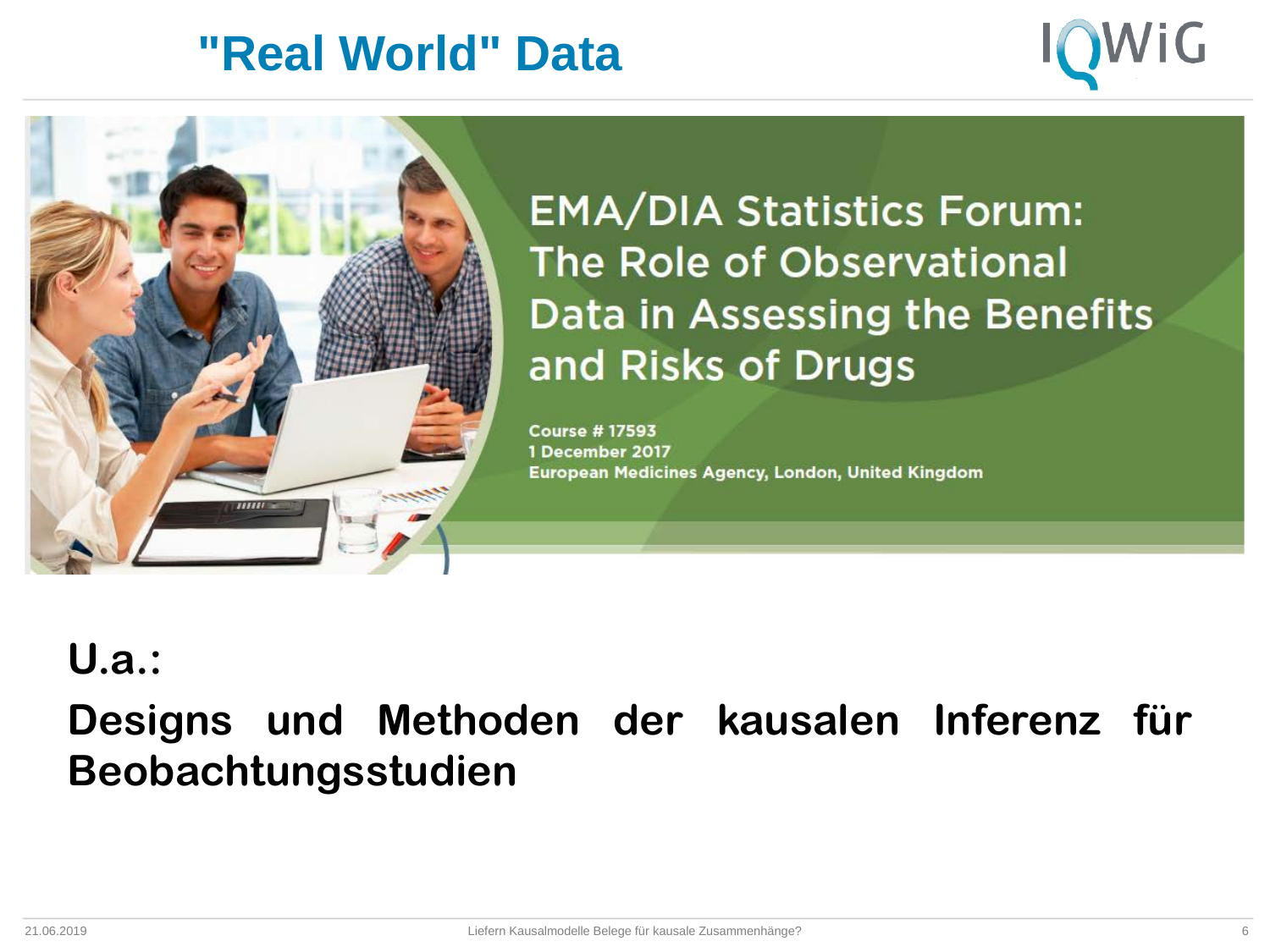# "Real World" Data

EMA/DIA Statistics Forum: The Role of Observational Data in Assessing the Benefits and Risks of Drugs

Course # 17593
1 December 2017
European Medicines Agency, London, United Kingdom

**U.a.:**

**Designs und Methoden der kausalen Inferenz für Beobachtungsstudien**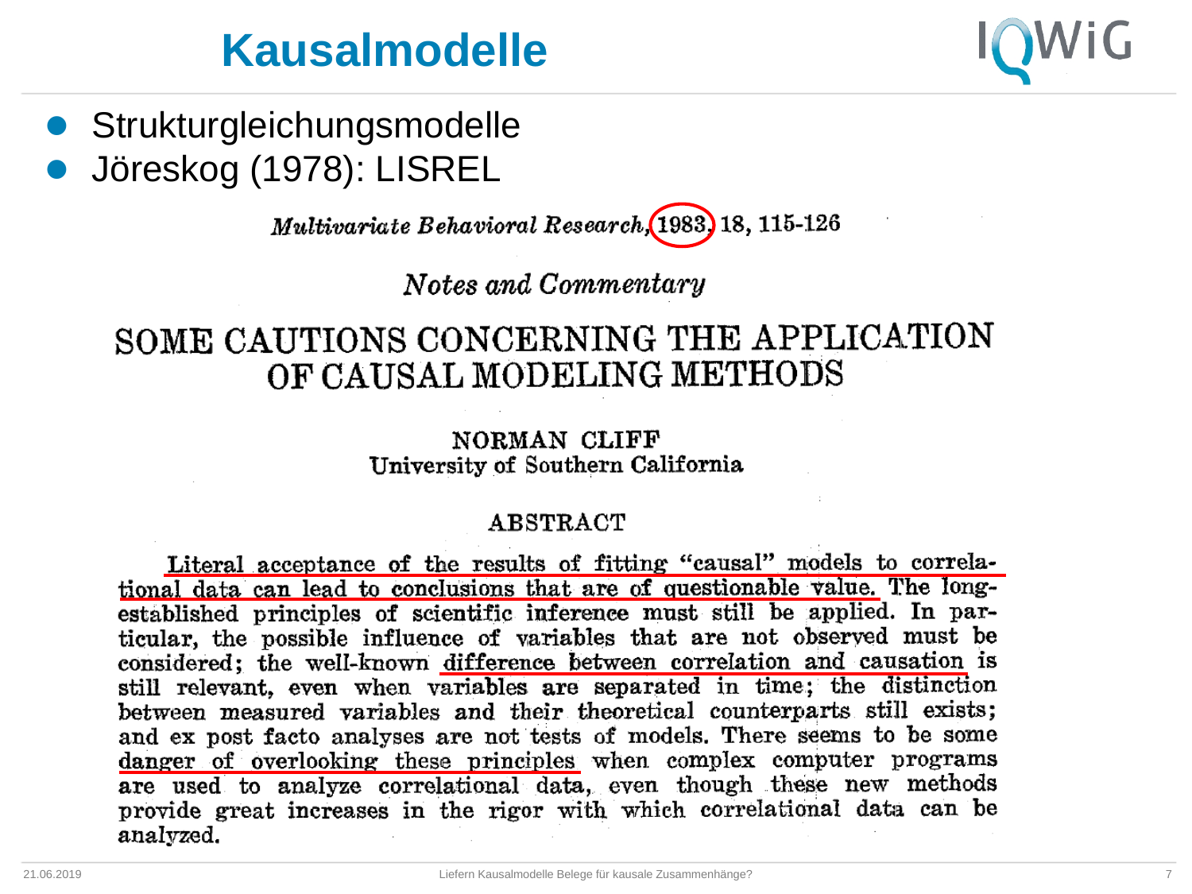# Kausalmodelle

- Strukturgleichungsmodelle
- Jöreskog (1978): LISREL

*Multivariate Behavioral Research*, 1983, 18, 115-126

*Notes and Commentary*

## SOME CAUTIONS CONCERNING THE APPLICATION OF CAUSAL MODELING METHODS

NORMAN CLIFF
University of Southern California

### ABSTRACT

Literal acceptance of the results of fitting "causal" models to correlational data can lead to conclusions that are of questionable value. The long-established principles of scientific inference must still be applied. In particular, the possible influence of variables that are not observed must be considered; the well-known difference between correlation and causation is still relevant, even when variables are separated in time; the distinction between measured variables and their theoretical counterparts still exists; and ex post facto analyses are not tests of models. There seems to be some danger of overlooking these principles when complex computer programs are used to analyze correlational data, even though these new methods provide great increases in the rigor with which correlational data can be analyzed.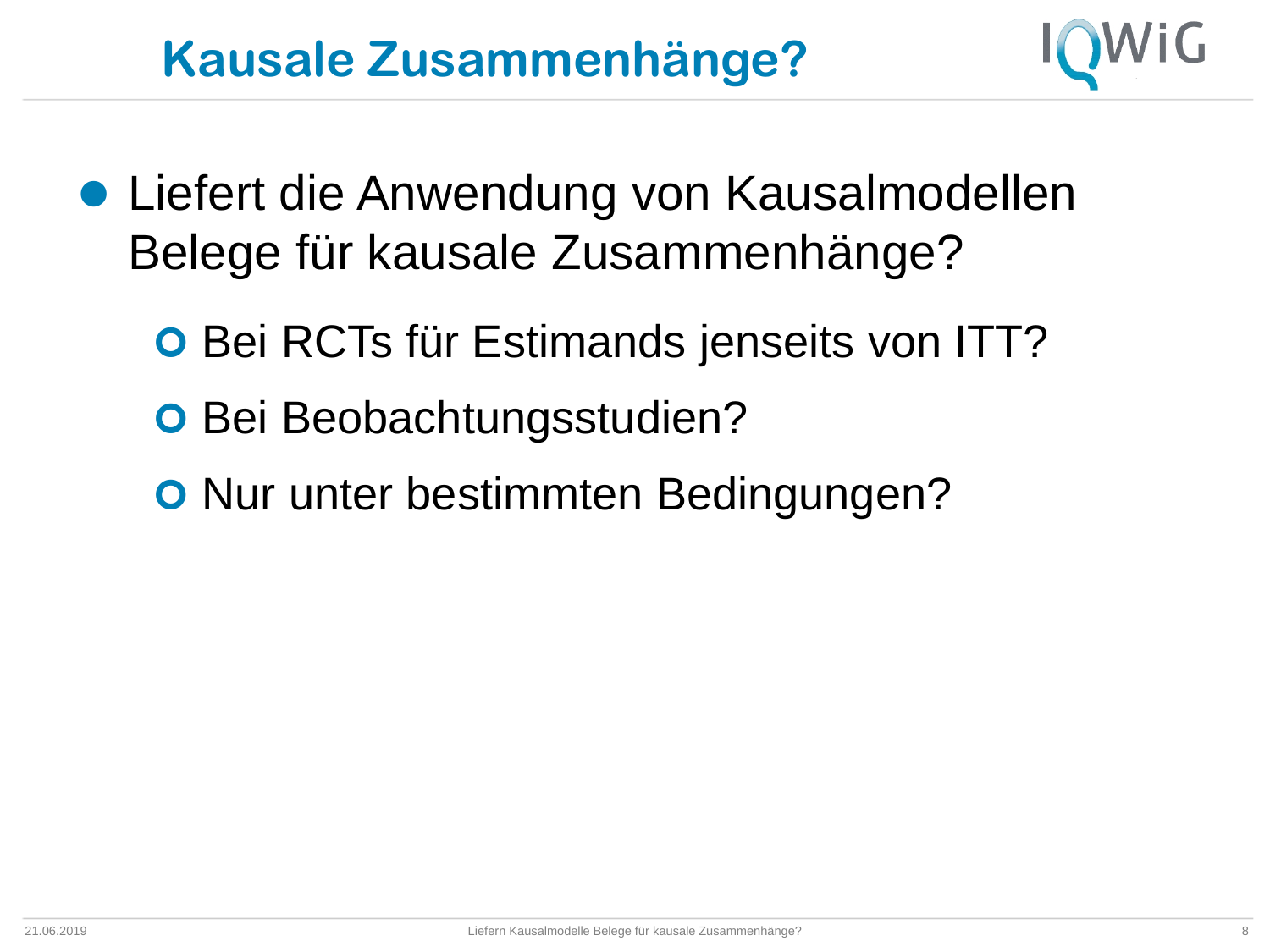# Kausale Zusammenhänge?

- Liefert die Anwendung von Kausalmodellen Belege für kausale Zusammenhänge?
  - Bei RCTs für Estimands jenseits von ITT?
  - Bei Beobachtungsstudien?
  - Nur unter bestimmten Bedingungen?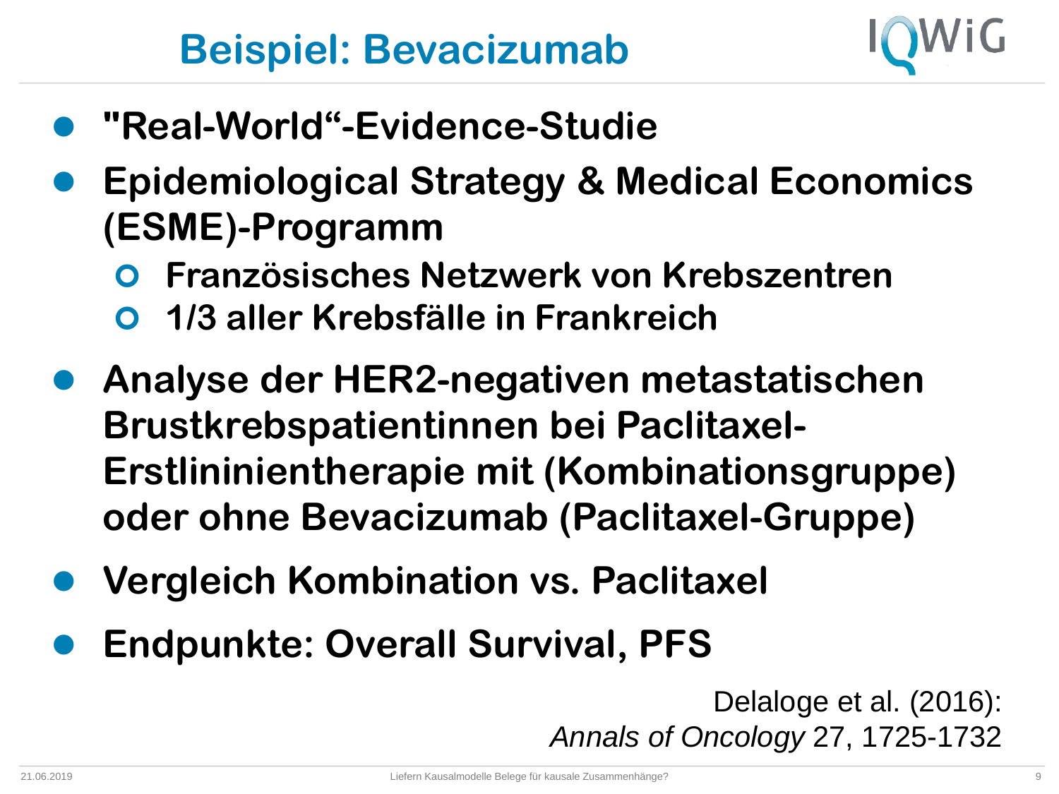# Beispiel: Bevacizumab

- **"Real-World"-Evidence-Studie**
- **Epidemiological Strategy & Medical Economics (ESME)-Programm**
  - **Französisches Netzwerk von Krebszentren**
  - **1/3 aller Krebsfälle in Frankreich**
- **Analyse der HER2-negativen metastatischen Brustkrebspatientinnen bei Paclitaxel-Erstlininientherapie mit (Kombinationsgruppe) oder ohne Bevacizumab (Paclitaxel-Gruppe)**
- **Vergleich Kombination vs. Paclitaxel**
- **Endpunkte: Overall Survival, PFS**

Delaloge et al. (2016): *Annals of Oncology* 27, 1725-1732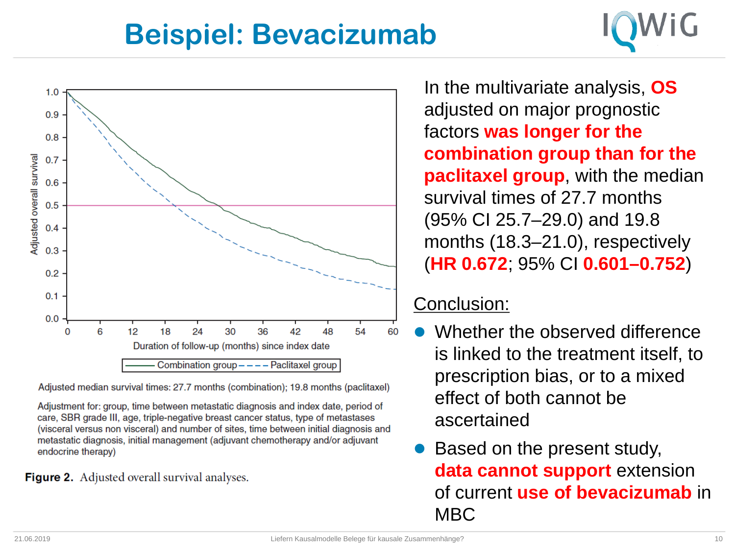# Beispiel: Bevacizumab

Adjusted median survival times: 27.7 months (combination); 19.8 months (paclitaxel)

Adjustment for: group, time between metastatic diagnosis and index date, period of care, SBR grade III, age, triple-negative breast cancer status, type of metastases (visceral versus non visceral) and number of sites, time between initial diagnosis and metastatic diagnosis, initial management (adjuvant chemotherapy and/or adjuvant endocrine therapy)

**Figure 2.** Adjusted overall survival analyses.

In the multivariate analysis, **OS** adjusted on major prognostic factors **was longer for the combination group than for the paclitaxel group**, with the median survival times of 27.7 months (95% CI 25.7–29.0) and 19.8 months (18.3–21.0), respectively (**HR 0.672**; 95% CI **0.601–0.752**)

Conclusion:

- Whether the observed difference is linked to the treatment itself, to prescription bias, or to a mixed effect of both cannot be ascertained
- Based on the present study, **data cannot support** extension of current **use of bevacizumab** in MBC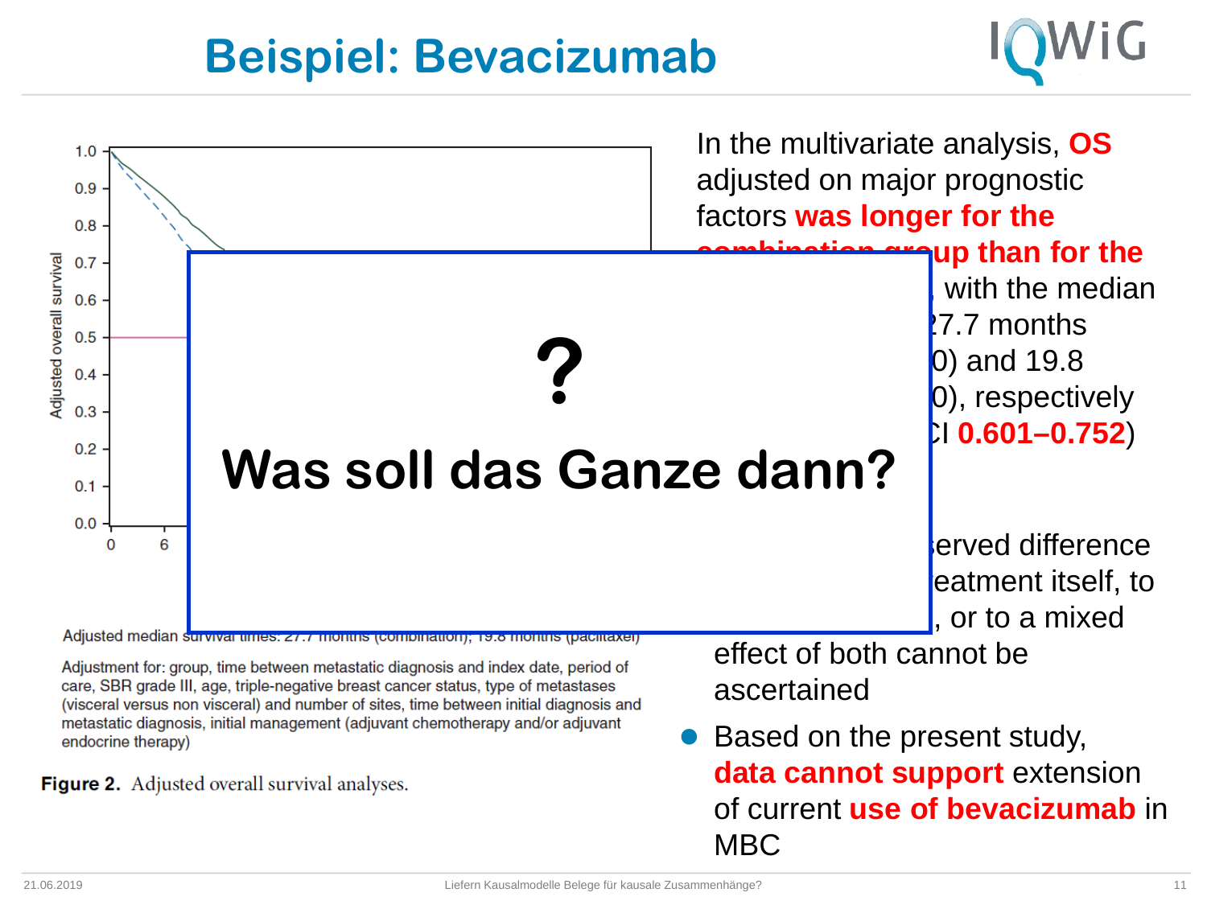# Beispiel: Bevacizumab

Adjusted overall survival

1.0
0.9
0.8
0.7
0.6
0.5
0.4
0.3
0.2
0.1
0.0

0 6

?

**Was soll das Ganze dann?**

Adjusted median survival times: 27.7 months (combination); 19.8 months (paclitaxel)

Adjustment for: group, time between metastatic diagnosis and index date, period of care, SBR grade III, age, triple-negative breast cancer status, type of metastases (visceral versus non visceral) and number of sites, time between initial diagnosis and metastatic diagnosis, initial management (adjuvant chemotherapy and/or adjuvant endocrine therapy)

**Figure 2.** Adjusted overall survival analyses.

In the multivariate analysis, **OS** adjusted on major prognostic factors **was longer for the combination group than for the** ... , with the median ... 27.7 months ... 0) and 19.8 ... 0), respectively ... CI **0.601–0.752**)

- ... served difference ... eatment itself, to ... , or to a mixed effect of both cannot be ascertained
- Based on the present study, **data cannot support** extension of current **use of bevacizumab** in MBC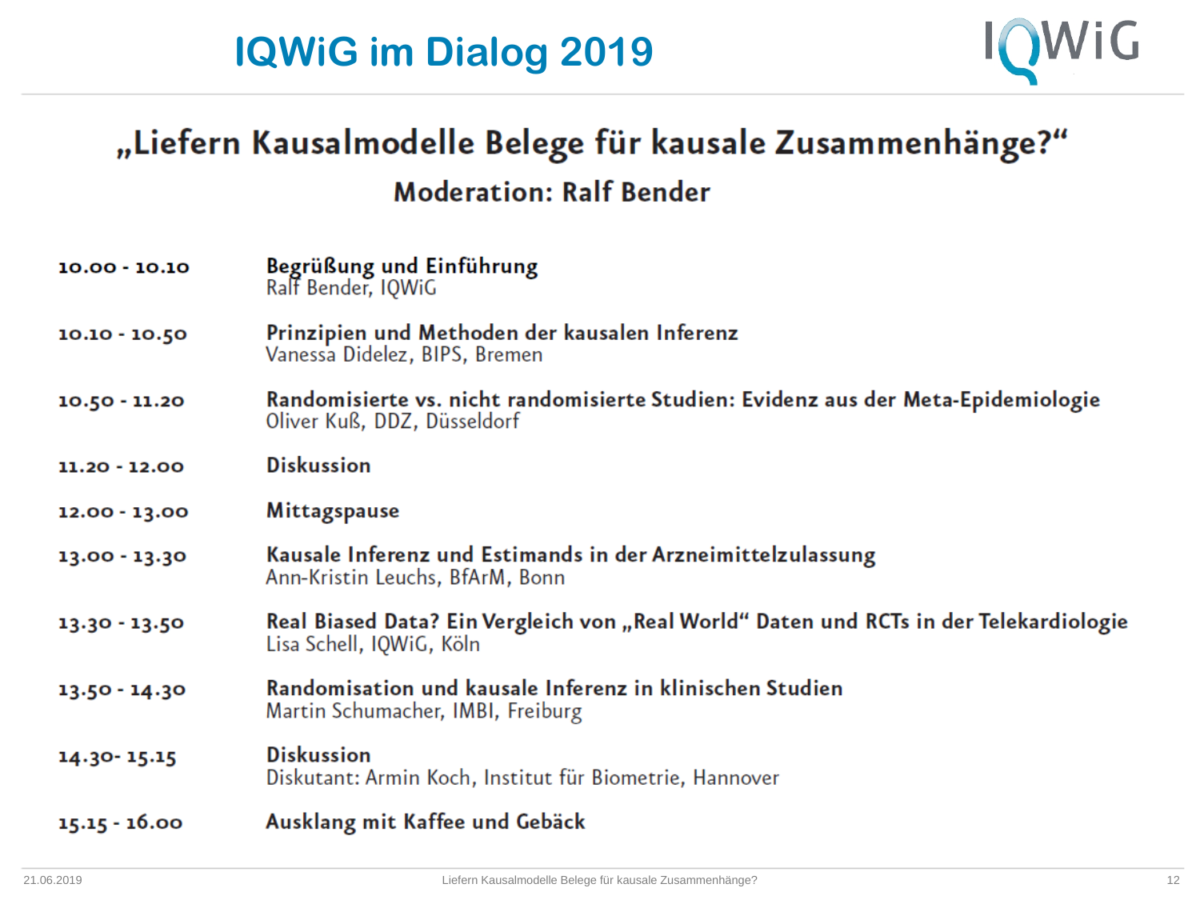# IQWiG im Dialog 2019

## „Liefern Kausalmodelle Belege für kausale Zusammenhänge?“

**Moderation: Ralf Bender**

| | |
|---|---|
| **10.00 - 10.10** | **Begrüßung und Einführung**<br>Ralf Bender, IQWiG |
| **10.10 - 10.50** | **Prinzipien und Methoden der kausalen Inferenz**<br>Vanessa Didelez, BIPS, Bremen |
| **10.50 - 11.20** | **Randomisierte vs. nicht randomisierte Studien: Evidenz aus der Meta-Epidemiologie**<br>Oliver Kuß, DDZ, Düsseldorf |
| **11.20 - 12.00** | **Diskussion** |
| **12.00 - 13.00** | **Mittagspause** |
| **13.00 - 13.30** | **Kausale Inferenz und Estimands in der Arzneimittelzulassung**<br>Ann-Kristin Leuchs, BfArM, Bonn |
| **13.30 - 13.50** | **Real Biased Data? Ein Vergleich von „Real World“ Daten und RCTs in der Telekardiologie**<br>Lisa Schell, IQWiG, Köln |
| **13.50 - 14.30** | **Randomisation und kausale Inferenz in klinischen Studien**<br>Martin Schumacher, IMBI, Freiburg |
| **14.30- 15.15** | **Diskussion**<br>Diskutant: Armin Koch, Institut für Biometrie, Hannover |
| **15.15 - 16.00** | **Ausklang mit Kaffee und Gebäck** |